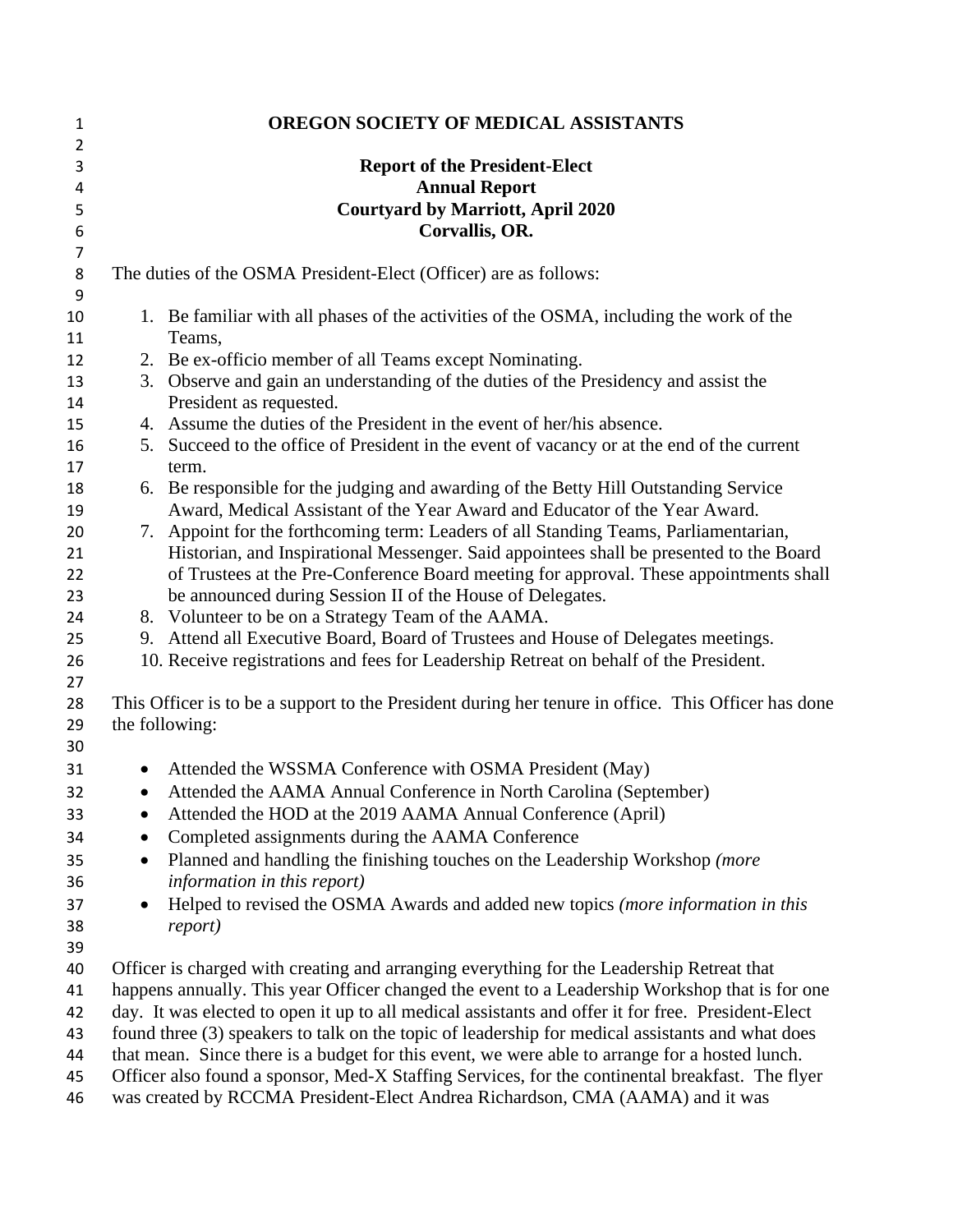# OREGON SOCIETY OF MEDICAL ASSISTANTS

## Report of the President-Elect
## Annual Report
## Courtyard by Marriott, April 2020
## Corvallis, OR.

The duties of the OSMA President-Elect (Officer) are as follows:

1. Be familiar with all phases of the activities of the OSMA, including the work of the Teams,
2. Be ex-officio member of all Teams except Nominating.
3. Observe and gain an understanding of the duties of the Presidency and assist the President as requested.
4. Assume the duties of the President in the event of her/his absence.
5. Succeed to the office of President in the event of vacancy or at the end of the current term.
6. Be responsible for the judging and awarding of the Betty Hill Outstanding Service Award, Medical Assistant of the Year Award and Educator of the Year Award.
7. Appoint for the forthcoming term: Leaders of all Standing Teams, Parliamentarian, Historian, and Inspirational Messenger. Said appointees shall be presented to the Board of Trustees at the Pre-Conference Board meeting for approval. These appointments shall be announced during Session II of the House of Delegates.
8. Volunteer to be on a Strategy Team of the AAMA.
9. Attend all Executive Board, Board of Trustees and House of Delegates meetings.
10. Receive registrations and fees for Leadership Retreat on behalf of the President.

This Officer is to be a support to the President during her tenure in office. This Officer has done the following:

- Attended the WSSMA Conference with OSMA President (May)
- Attended the AAMA Annual Conference in North Carolina (September)
- Attended the HOD at the 2019 AAMA Annual Conference (April)
- Completed assignments during the AAMA Conference
- Planned and handling the finishing touches on the Leadership Workshop *(more information in this report)*
- Helped to revised the OSMA Awards and added new topics *(more information in this report)*

Officer is charged with creating and arranging everything for the Leadership Retreat that happens annually. This year Officer changed the event to a Leadership Workshop that is for one day. It was elected to open it up to all medical assistants and offer it for free. President-Elect found three (3) speakers to talk on the topic of leadership for medical assistants and what does that mean. Since there is a budget for this event, we were able to arrange for a hosted lunch. Officer also found a sponsor, Med-X Staffing Services, for the continental breakfast. The flyer was created by RCCMA President-Elect Andrea Richardson, CMA (AAMA) and it was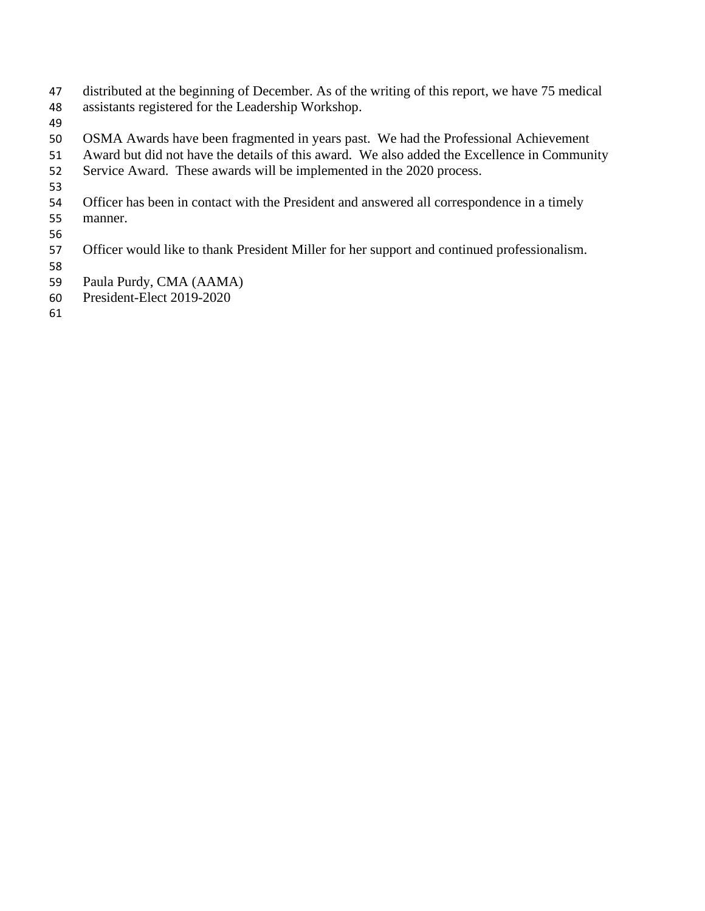distributed at the beginning of December. As of the writing of this report, we have 75 medical assistants registered for the Leadership Workshop.

OSMA Awards have been fragmented in years past. We had the Professional Achievement Award but did not have the details of this award. We also added the Excellence in Community Service Award. These awards will be implemented in the 2020 process.

Officer has been in contact with the President and answered all correspondence in a timely manner.

Officer would like to thank President Miller for her support and continued professionalism.

Paula Purdy, CMA (AAMA)
President-Elect 2019-2020